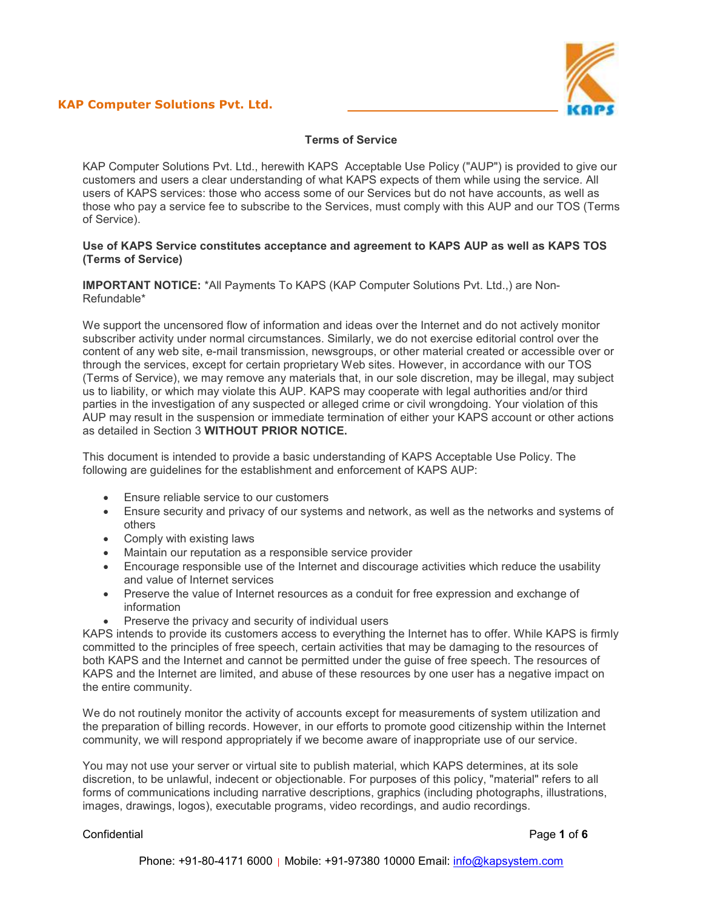**KAP Computer Solutions Pvt. Ltd.**

## Terms of Service

KAP Computer Solutions Pvt. Ltd., herewith KAPS Acceptable Use Policy ("AUP") is provided to give our customers and users a clear understanding of what KAPS expects of them while using the service. All users of KAPS services: those who access some of our Services but do not have accounts, as well as those who pay a service fee to subscribe to the Services, must comply with this AUP and our TOS (Terms of Service).

**Use of KAPS Service constitutes acceptance and agreement to KAPS AUP as well as KAPS TOS (Terms of Service)**

**IMPORTANT NOTICE:** *All Payments To KAPS (KAP Computer Solutions Pvt. Ltd.,) are Non-Refundable*

We support the uncensored flow of information and ideas over the Internet and do not actively monitor subscriber activity under normal circumstances. Similarly, we do not exercise editorial control over the content of any web site, e-mail transmission, newsgroups, or other material created or accessible over or through the services, except for certain proprietary Web sites. However, in accordance with our TOS (Terms of Service), we may remove any materials that, in our sole discretion, may be illegal, may subject us to liability, or which may violate this AUP. KAPS may cooperate with legal authorities and/or third parties in the investigation of any suspected or alleged crime or civil wrongdoing. Your violation of this AUP may result in the suspension or immediate termination of either your KAPS account or other actions as detailed in Section 3 **WITHOUT PRIOR NOTICE.**

This document is intended to provide a basic understanding of KAPS Acceptable Use Policy. The following are guidelines for the establishment and enforcement of KAPS AUP:

- Ensure reliable service to our customers
- Ensure security and privacy of our systems and network, as well as the networks and systems of others
- Comply with existing laws
- Maintain our reputation as a responsible service provider
- Encourage responsible use of the Internet and discourage activities which reduce the usability and value of Internet services
- Preserve the value of Internet resources as a conduit for free expression and exchange of information
- Preserve the privacy and security of individual users

KAPS intends to provide its customers access to everything the Internet has to offer. While KAPS is firmly committed to the principles of free speech, certain activities that may be damaging to the resources of both KAPS and the Internet and cannot be permitted under the guise of free speech. The resources of KAPS and the Internet are limited, and abuse of these resources by one user has a negative impact on the entire community.

We do not routinely monitor the activity of accounts except for measurements of system utilization and the preparation of billing records. However, in our efforts to promote good citizenship within the Internet community, we will respond appropriately if we become aware of inappropriate use of our service.

You may not use your server or virtual site to publish material, which KAPS determines, at its sole discretion, to be unlawful, indecent or objectionable. For purposes of this policy, "material" refers to all forms of communications including narrative descriptions, graphics (including photographs, illustrations, images, drawings, logos), executable programs, video recordings, and audio recordings.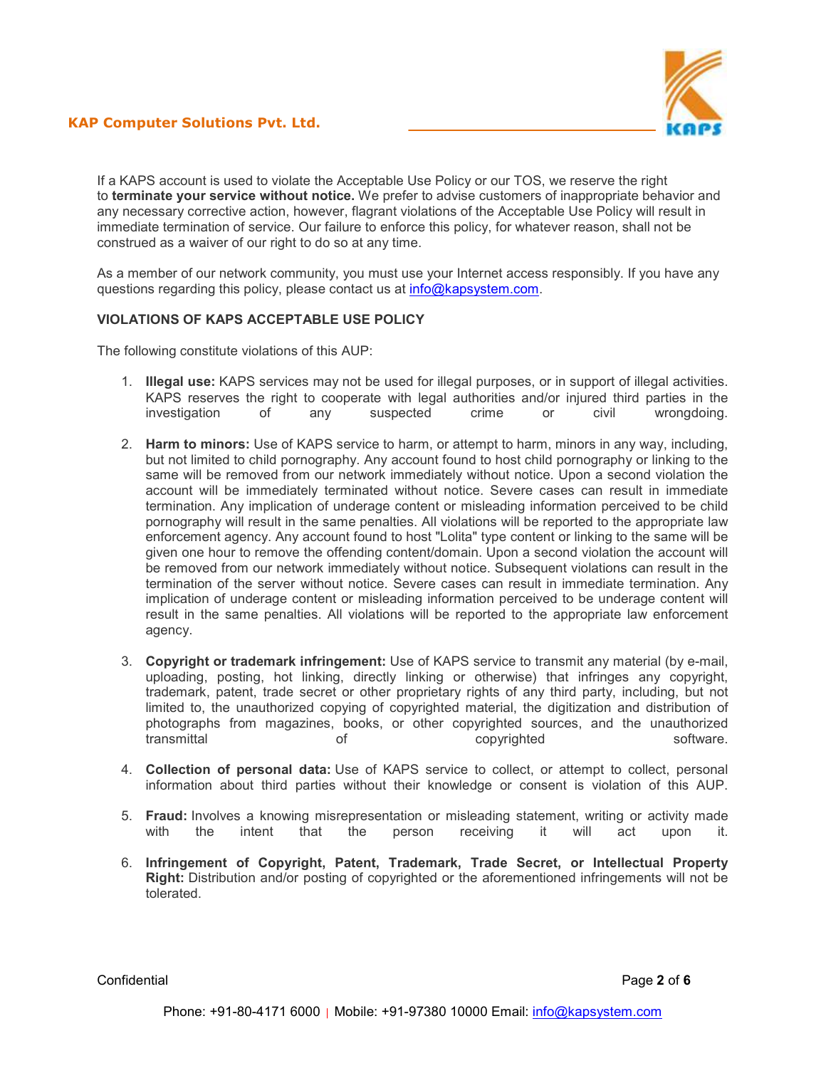If a KAPS account is used to violate the Acceptable Use Policy or our TOS, we reserve the right to **terminate your service without notice.** We prefer to advise customers of inappropriate behavior and any necessary corrective action, however, flagrant violations of the Acceptable Use Policy will result in immediate termination of service. Our failure to enforce this policy, for whatever reason, shall not be construed as a waiver of our right to do so at any time.

As a member of our network community, you must use your Internet access responsibly. If you have any questions regarding this policy, please contact us at info@kapsystem.com.

**VIOLATIONS OF KAPS ACCEPTABLE USE POLICY**

The following constitute violations of this AUP:

1. **Illegal use:** KAPS services may not be used for illegal purposes, or in support of illegal activities. KAPS reserves the right to cooperate with legal authorities and/or injured third parties in the investigation of any suspected crime or civil wrongdoing.

2. **Harm to minors:** Use of KAPS service to harm, or attempt to harm, minors in any way, including, but not limited to child pornography. Any account found to host child pornography or linking to the same will be removed from our network immediately without notice. Upon a second violation the account will be immediately terminated without notice. Severe cases can result in immediate termination. Any implication of underage content or misleading information perceived to be child pornography will result in the same penalties. All violations will be reported to the appropriate law enforcement agency. Any account found to host "Lolita" type content or linking to the same will be given one hour to remove the offending content/domain. Upon a second violation the account will be removed from our network immediately without notice. Subsequent violations can result in the termination of the server without notice. Severe cases can result in immediate termination. Any implication of underage content or misleading information perceived to be underage content will result in the same penalties. All violations will be reported to the appropriate law enforcement agency.

3. **Copyright or trademark infringement:** Use of KAPS service to transmit any material (by e-mail, uploading, posting, hot linking, directly linking or otherwise) that infringes any copyright, trademark, patent, trade secret or other proprietary rights of any third party, including, but not limited to, the unauthorized copying of copyrighted material, the digitization and distribution of photographs from magazines, books, or other copyrighted sources, and the unauthorized transmittal of copyrighted software.

4. **Collection of personal data:** Use of KAPS service to collect, or attempt to collect, personal information about third parties without their knowledge or consent is violation of this AUP.

5. **Fraud:** Involves a knowing misrepresentation or misleading statement, writing or activity made with the intent that the person receiving it will act upon it.

6. **Infringement of Copyright, Patent, Trademark, Trade Secret, or Intellectual Property Right:** Distribution and/or posting of copyrighted or the aforementioned infringements will not be tolerated.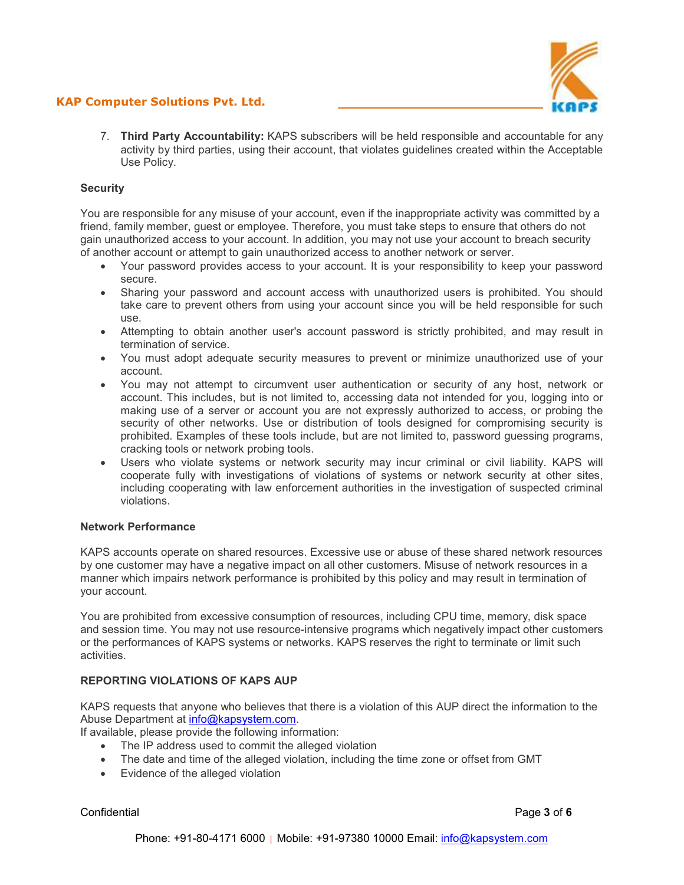7. **Third Party Accountability:** KAPS subscribers will be held responsible and accountable for any activity by third parties, using their account, that violates guidelines created within the Acceptable Use Policy.

**Security**

You are responsible for any misuse of your account, even if the inappropriate activity was committed by a friend, family member, guest or employee. Therefore, you must take steps to ensure that others do not gain unauthorized access to your account. In addition, you may not use your account to breach security of another account or attempt to gain unauthorized access to another network or server.

- Your password provides access to your account. It is your responsibility to keep your password secure.
- Sharing your password and account access with unauthorized users is prohibited. You should take care to prevent others from using your account since you will be held responsible for such use.
- Attempting to obtain another user's account password is strictly prohibited, and may result in termination of service.
- You must adopt adequate security measures to prevent or minimize unauthorized use of your account.
- You may not attempt to circumvent user authentication or security of any host, network or account. This includes, but is not limited to, accessing data not intended for you, logging into or making use of a server or account you are not expressly authorized to access, or probing the security of other networks. Use or distribution of tools designed for compromising security is prohibited. Examples of these tools include, but are not limited to, password guessing programs, cracking tools or network probing tools.
- Users who violate systems or network security may incur criminal or civil liability. KAPS will cooperate fully with investigations of violations of systems or network security at other sites, including cooperating with law enforcement authorities in the investigation of suspected criminal violations.

**Network Performance**

KAPS accounts operate on shared resources. Excessive use or abuse of these shared network resources by one customer may have a negative impact on all other customers. Misuse of network resources in a manner which impairs network performance is prohibited by this policy and may result in termination of your account.

You are prohibited from excessive consumption of resources, including CPU time, memory, disk space and session time. You may not use resource-intensive programs which negatively impact other customers or the performances of KAPS systems or networks. KAPS reserves the right to terminate or limit such activities.

**REPORTING VIOLATIONS OF KAPS AUP**

KAPS requests that anyone who believes that there is a violation of this AUP direct the information to the Abuse Department at info@kapsystem.com.

If available, please provide the following information:

- The IP address used to commit the alleged violation
- The date and time of the alleged violation, including the time zone or offset from GMT
- Evidence of the alleged violation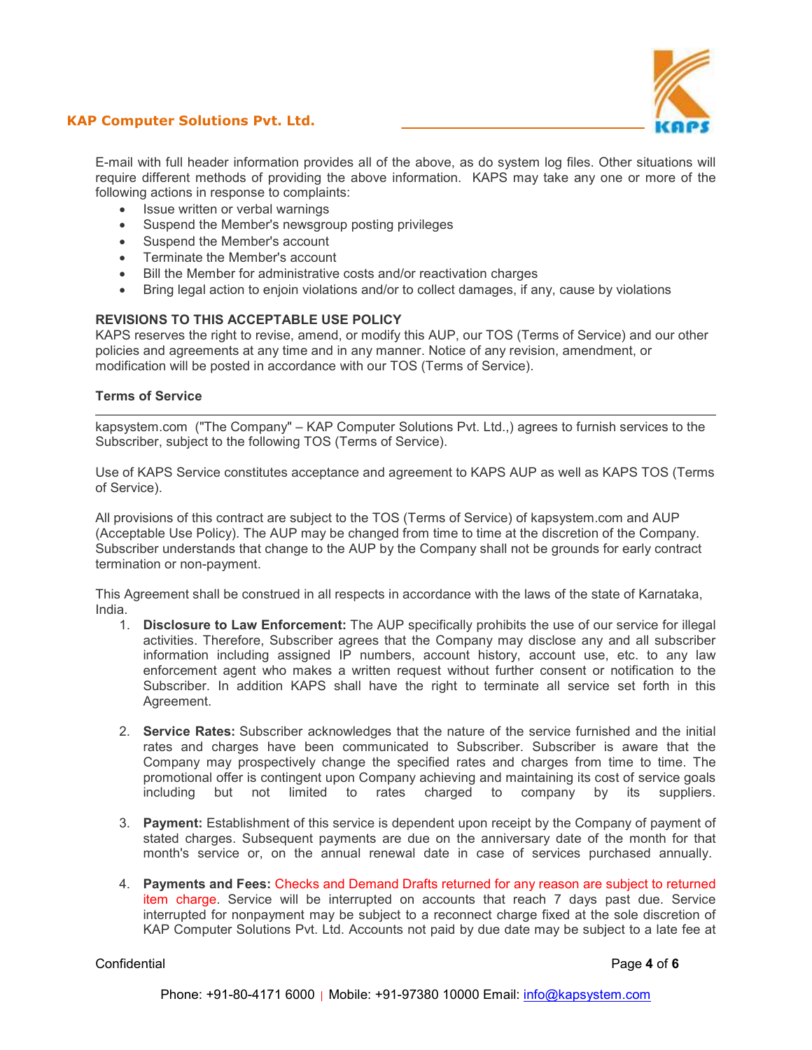E-mail with full header information provides all of the above, as do system log files. Other situations will require different methods of providing the above information. KAPS may take any one or more of the following actions in response to complaints:

- Issue written or verbal warnings
- Suspend the Member's newsgroup posting privileges
- Suspend the Member's account
- Terminate the Member's account
- Bill the Member for administrative costs and/or reactivation charges
- Bring legal action to enjoin violations and/or to collect damages, if any, cause by violations

**REVISIONS TO THIS ACCEPTABLE USE POLICY**

KAPS reserves the right to revise, amend, or modify this AUP, our TOS (Terms of Service) and our other policies and agreements at any time and in any manner. Notice of any revision, amendment, or modification will be posted in accordance with our TOS (Terms of Service).

**Terms of Service**

---

kapsystem.com ("The Company" – KAP Computer Solutions Pvt. Ltd.,) agrees to furnish services to the Subscriber, subject to the following TOS (Terms of Service).

Use of KAPS Service constitutes acceptance and agreement to KAPS AUP as well as KAPS TOS (Terms of Service).

All provisions of this contract are subject to the TOS (Terms of Service) of kapsystem.com and AUP (Acceptable Use Policy). The AUP may be changed from time to time at the discretion of the Company. Subscriber understands that change to the AUP by the Company shall not be grounds for early contract termination or non-payment.

This Agreement shall be construed in all respects in accordance with the laws of the state of Karnataka, India.

1. **Disclosure to Law Enforcement:** The AUP specifically prohibits the use of our service for illegal activities. Therefore, Subscriber agrees that the Company may disclose any and all subscriber information including assigned IP numbers, account history, account use, etc. to any law enforcement agent who makes a written request without further consent or notification to the Subscriber. In addition KAPS shall have the right to terminate all service set forth in this Agreement.

2. **Service Rates:** Subscriber acknowledges that the nature of the service furnished and the initial rates and charges have been communicated to Subscriber. Subscriber is aware that the Company may prospectively change the specified rates and charges from time to time. The promotional offer is contingent upon Company achieving and maintaining its cost of service goals including but not limited to rates charged to company by its suppliers.

3. **Payment:** Establishment of this service is dependent upon receipt by the Company of payment of stated charges. Subsequent payments are due on the anniversary date of the month for that month's service or, on the annual renewal date in case of services purchased annually.

4. **Payments and Fees:** Checks and Demand Drafts returned for any reason are subject to returned item charge. Service will be interrupted on accounts that reach 7 days past due. Service interrupted for nonpayment may be subject to a reconnect charge fixed at the sole discretion of KAP Computer Solutions Pvt. Ltd. Accounts not paid by due date may be subject to a late fee at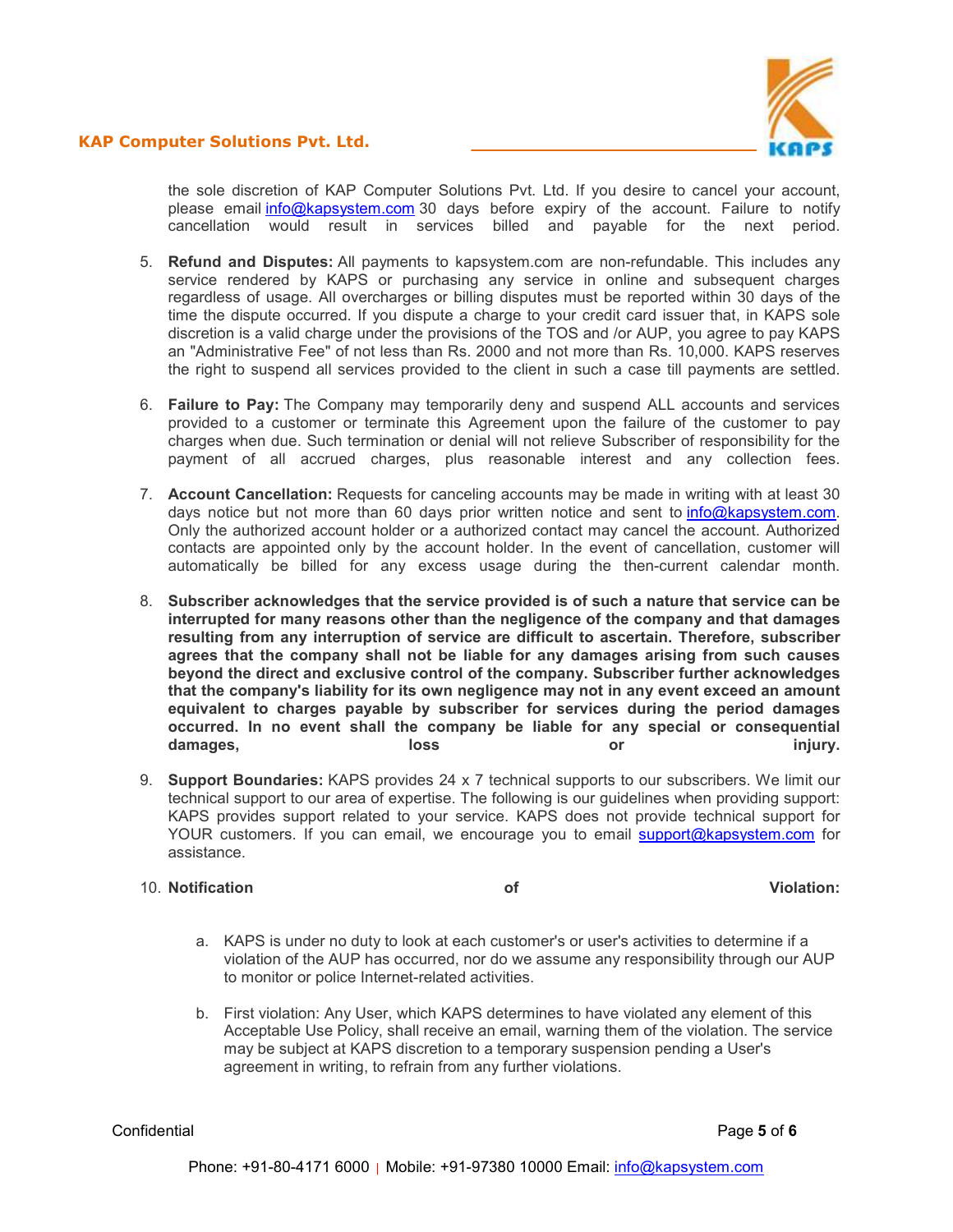the sole discretion of KAP Computer Solutions Pvt. Ltd. If you desire to cancel your account, please email info@kapsystem.com 30 days before expiry of the account. Failure to notify cancellation would result in services billed and payable for the next period.

5. **Refund and Disputes:** All payments to kapsystem.com are non-refundable. This includes any service rendered by KAPS or purchasing any service in online and subsequent charges regardless of usage. All overcharges or billing disputes must be reported within 30 days of the time the dispute occurred. If you dispute a charge to your credit card issuer that, in KAPS sole discretion is a valid charge under the provisions of the TOS and /or AUP, you agree to pay KAPS an "Administrative Fee" of not less than Rs. 2000 and not more than Rs. 10,000. KAPS reserves the right to suspend all services provided to the client in such a case till payments are settled.

6. **Failure to Pay:** The Company may temporarily deny and suspend ALL accounts and services provided to a customer or terminate this Agreement upon the failure of the customer to pay charges when due. Such termination or denial will not relieve Subscriber of responsibility for the payment of all accrued charges, plus reasonable interest and any collection fees.

7. **Account Cancellation:** Requests for canceling accounts may be made in writing with at least 30 days notice but not more than 60 days prior written notice and sent to info@kapsystem.com. Only the authorized account holder or a authorized contact may cancel the account. Authorized contacts are appointed only by the account holder. In the event of cancellation, customer will automatically be billed for any excess usage during the then-current calendar month.

8. **Subscriber acknowledges that the service provided is of such a nature that service can be interrupted for many reasons other than the negligence of the company and that damages resulting from any interruption of service are difficult to ascertain. Therefore, subscriber agrees that the company shall not be liable for any damages arising from such causes beyond the direct and exclusive control of the company. Subscriber further acknowledges that the company's liability for its own negligence may not in any event exceed an amount equivalent to charges payable by subscriber for services during the period damages occurred. In no event shall the company be liable for any special or consequential damages, loss or injury.**

9. **Support Boundaries:** KAPS provides 24 x 7 technical supports to our subscribers. We limit our technical support to our area of expertise. The following is our guidelines when providing support: KAPS provides support related to your service. KAPS does not provide technical support for YOUR customers. If you can email, we encourage you to email support@kapsystem.com for assistance.

10. **Notification of Violation:**

    a. KAPS is under no duty to look at each customer's or user's activities to determine if a violation of the AUP has occurred, nor do we assume any responsibility through our AUP to monitor or police Internet-related activities.

    b. First violation: Any User, which KAPS determines to have violated any element of this Acceptable Use Policy, shall receive an email, warning them of the violation. The service may be subject at KAPS discretion to a temporary suspension pending a User's agreement in writing, to refrain from any further violations.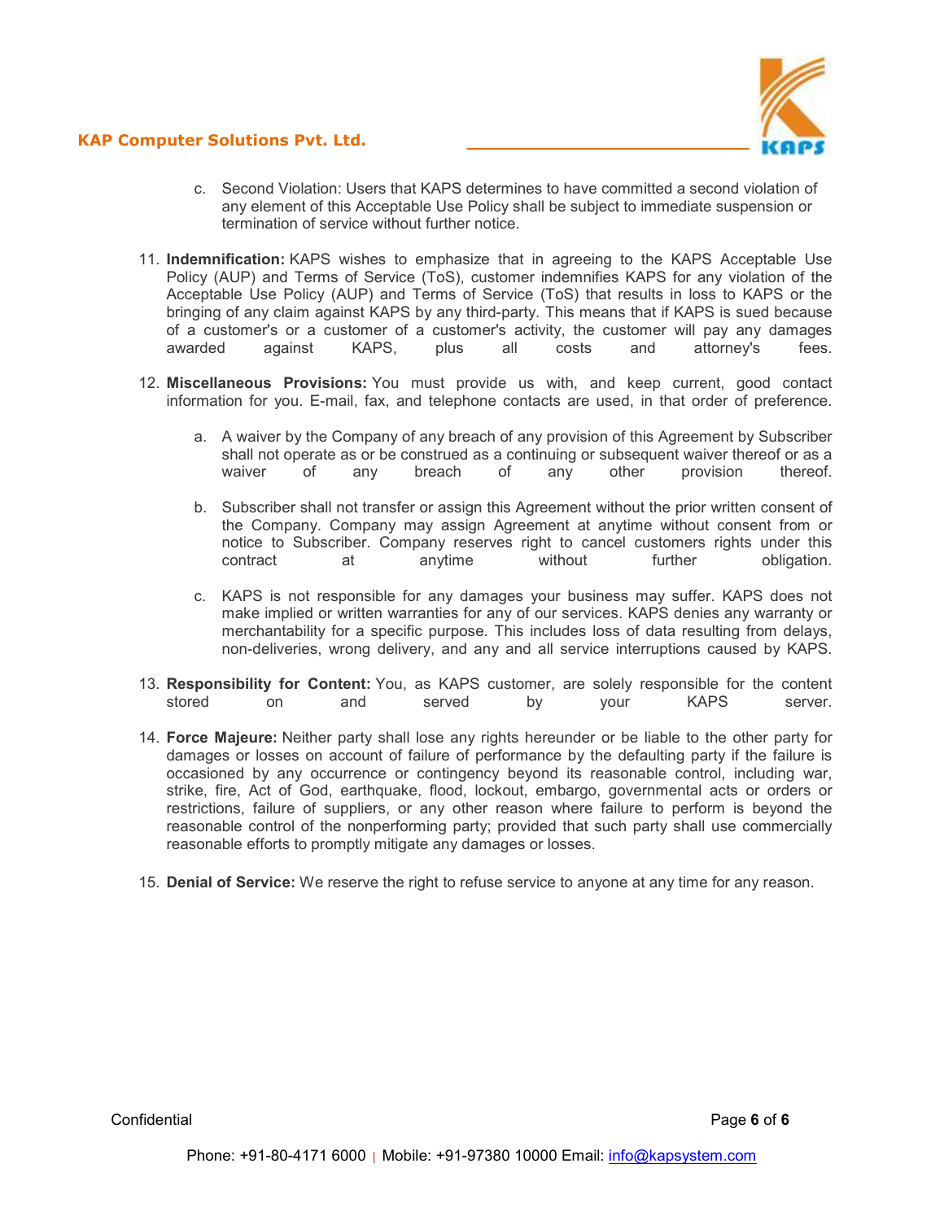c. Second Violation: Users that KAPS determines to have committed a second violation of any element of this Acceptable Use Policy shall be subject to immediate suspension or termination of service without further notice.

11. **Indemnification:** KAPS wishes to emphasize that in agreeing to the KAPS Acceptable Use Policy (AUP) and Terms of Service (ToS), customer indemnifies KAPS for any violation of the Acceptable Use Policy (AUP) and Terms of Service (ToS) that results in loss to KAPS or the bringing of any claim against KAPS by any third-party. This means that if KAPS is sued because of a customer's or a customer of a customer's activity, the customer will pay any damages awarded against KAPS, plus all costs and attorney's fees.

12. **Miscellaneous Provisions:** You must provide us with, and keep current, good contact information for you. E-mail, fax, and telephone contacts are used, in that order of preference.

    a. A waiver by the Company of any breach of any provision of this Agreement by Subscriber shall not operate as or be construed as a continuing or subsequent waiver thereof or as a waiver of any breach of any other provision thereof.

    b. Subscriber shall not transfer or assign this Agreement without the prior written consent of the Company. Company may assign Agreement at anytime without consent from or notice to Subscriber. Company reserves right to cancel customers rights under this contract at anytime without further obligation.

    c. KAPS is not responsible for any damages your business may suffer. KAPS does not make implied or written warranties for any of our services. KAPS denies any warranty or merchantability for a specific purpose. This includes loss of data resulting from delays, non-deliveries, wrong delivery, and any and all service interruptions caused by KAPS.

13. **Responsibility for Content:** You, as KAPS customer, are solely responsible for the content stored on and served by your KAPS server.

14. **Force Majeure:** Neither party shall lose any rights hereunder or be liable to the other party for damages or losses on account of failure of performance by the defaulting party if the failure is occasioned by any occurrence or contingency beyond its reasonable control, including war, strike, fire, Act of God, earthquake, flood, lockout, embargo, governmental acts or orders or restrictions, failure of suppliers, or any other reason where failure to perform is beyond the reasonable control of the nonperforming party; provided that such party shall use commercially reasonable efforts to promptly mitigate any damages or losses.

15. **Denial of Service:** We reserve the right to refuse service to anyone at any time for any reason.